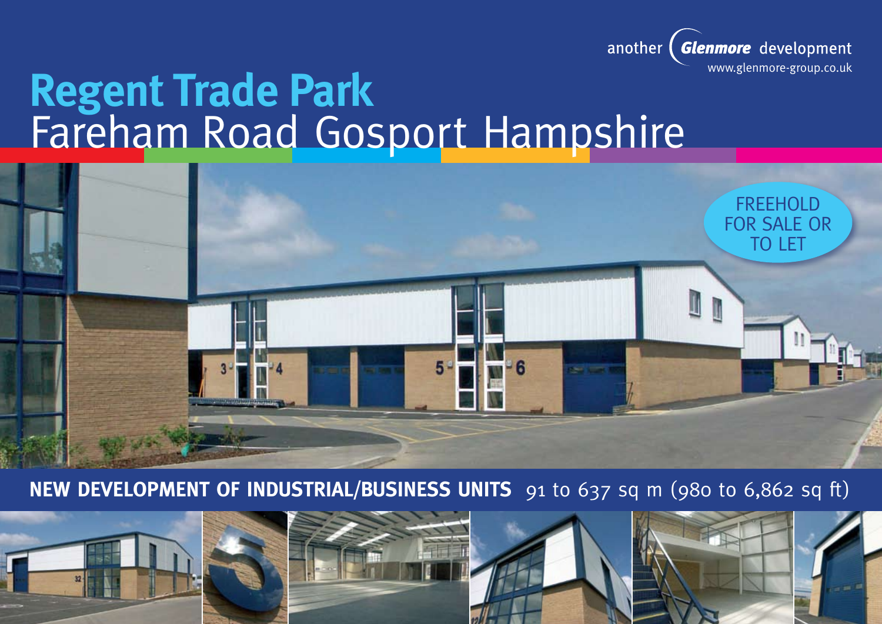another Glenmore development
www.glenmore-group.co.uk

# Regent Trade Park
## Fareham Road Gosport Hampshire

FREEHOLD FOR SALE OR TO LET

**NEW DEVELOPMENT OF INDUSTRIAL/BUSINESS UNITS** 91 to 637 sq m (980 to 6,862 sq ft)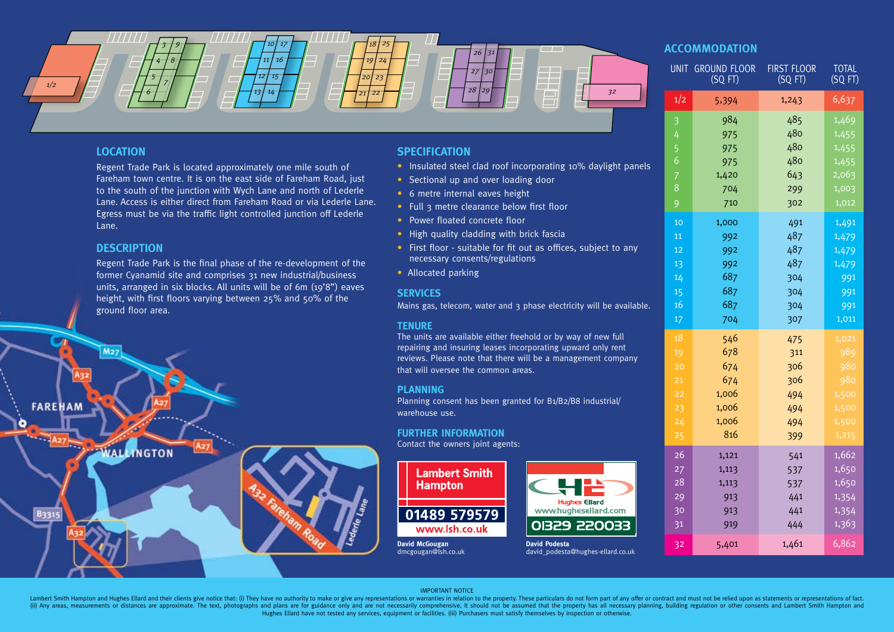## LOCATION

Regent Trade Park is located approximately one mile south of Fareham town centre. It is on the east side of Fareham Road, just to the south of the junction with Wych Lane and north of Lederle Lane. Access is either direct from Fareham Road or via Lederle Lane. Egress must be via the traffic light controlled junction off Lederle Lane.

## DESCRIPTION

Regent Trade Park is the final phase of the re-development of the former Cyanamid site and comprises 31 new industrial/business units, arranged in six blocks. All units will be of 6m (19'8") eaves height, with first floors varying between 25% and 50% of the ground floor area.

## SPECIFICATION

- Insulated steel clad roof incorporating 10% daylight panels
- Sectional up and over loading door
- 6 metre internal eaves height
- Full 3 metre clearance below first floor
- Power floated concrete floor
- High quality cladding with brick fascia
- First floor - suitable for fit out as offices, subject to any necessary consents/regulations
- Allocated parking

## SERVICES

Mains gas, telecom, water and 3 phase electricity will be available.

## TENURE

The units are available either freehold or by way of new full repairing and insuring leases incorporating upward only rent reviews. Please note that there will be a management company that will oversee the common areas.

## PLANNING

Planning consent has been granted for B1/B2/B8 industrial/warehouse use.

## FURTHER INFORMATION

Contact the owners joint agents:

**Lambert Smith Hampton**
01489 579579
www.lsh.co.uk
**David McGougan**
dmcgougan@lsh.co.uk

**Hughes Ellard**
www.hughesellard.com
01329 220033
**David Podesta**
david_podesta@hughes-ellard.co.uk

## ACCOMMODATION

| UNIT | GROUND FLOOR (SQ FT) | FIRST FLOOR (SQ FT) | TOTAL (SQ FT) |
|---|---|---|---|
| 1/2 | 5,394 | 1,243 | 6,637 |
| 3 | 984 | 485 | 1,469 |
| 4 | 975 | 480 | 1,455 |
| 5 | 975 | 480 | 1,455 |
| 6 | 975 | 480 | 1,455 |
| 7 | 1,420 | 643 | 2,063 |
| 8 | 704 | 299 | 1,003 |
| 9 | 710 | 302 | 1,012 |
| 10 | 1,000 | 491 | 1,491 |
| 11 | 992 | 487 | 1,479 |
| 12 | 992 | 487 | 1,479 |
| 13 | 992 | 487 | 1,479 |
| 14 | 687 | 304 | 991 |
| 15 | 687 | 304 | 991 |
| 16 | 687 | 304 | 991 |
| 17 | 704 | 307 | 1,011 |
| 18 | 546 | 475 | 1,021 |
| 19 | 678 | 311 | 989 |
| 20 | 674 | 306 | 980 |
| 21 | 674 | 306 | 980 |
| 22 | 1,006 | 494 | 1,500 |
| 23 | 1,006 | 494 | 1,500 |
| 24 | 1,006 | 494 | 1,500 |
| 25 | 816 | 399 | 1,215 |
| 26 | 1,121 | 541 | 1,662 |
| 27 | 1,113 | 537 | 1,650 |
| 28 | 1,113 | 537 | 1,650 |
| 29 | 913 | 441 | 1,354 |
| 30 | 913 | 441 | 1,354 |
| 31 | 919 | 444 | 1,363 |
| 32 | 5,401 | 1,461 | 6,862 |

IMPORTANT NOTICE

Lambert Smith Hampton and Hughes Ellard and their clients give notice that: (i) They have no authority to make or give any representations or warranties in relation to the property. These particulars do not form part of any offer or contract and must not be relied upon as statements or representations of fact. (ii) Any areas, measurements or distances are approximate. The text, photographs and plans are for guidance only and are not necessarily comprehensive. It should not be assumed that the property has all necessary planning, building regulation or other consents and Lambert Smith Hampton and Hughes Ellard have not tested any services, equipment or facilities. (iii) Purchasers must satisfy themselves by inspection or otherwise.